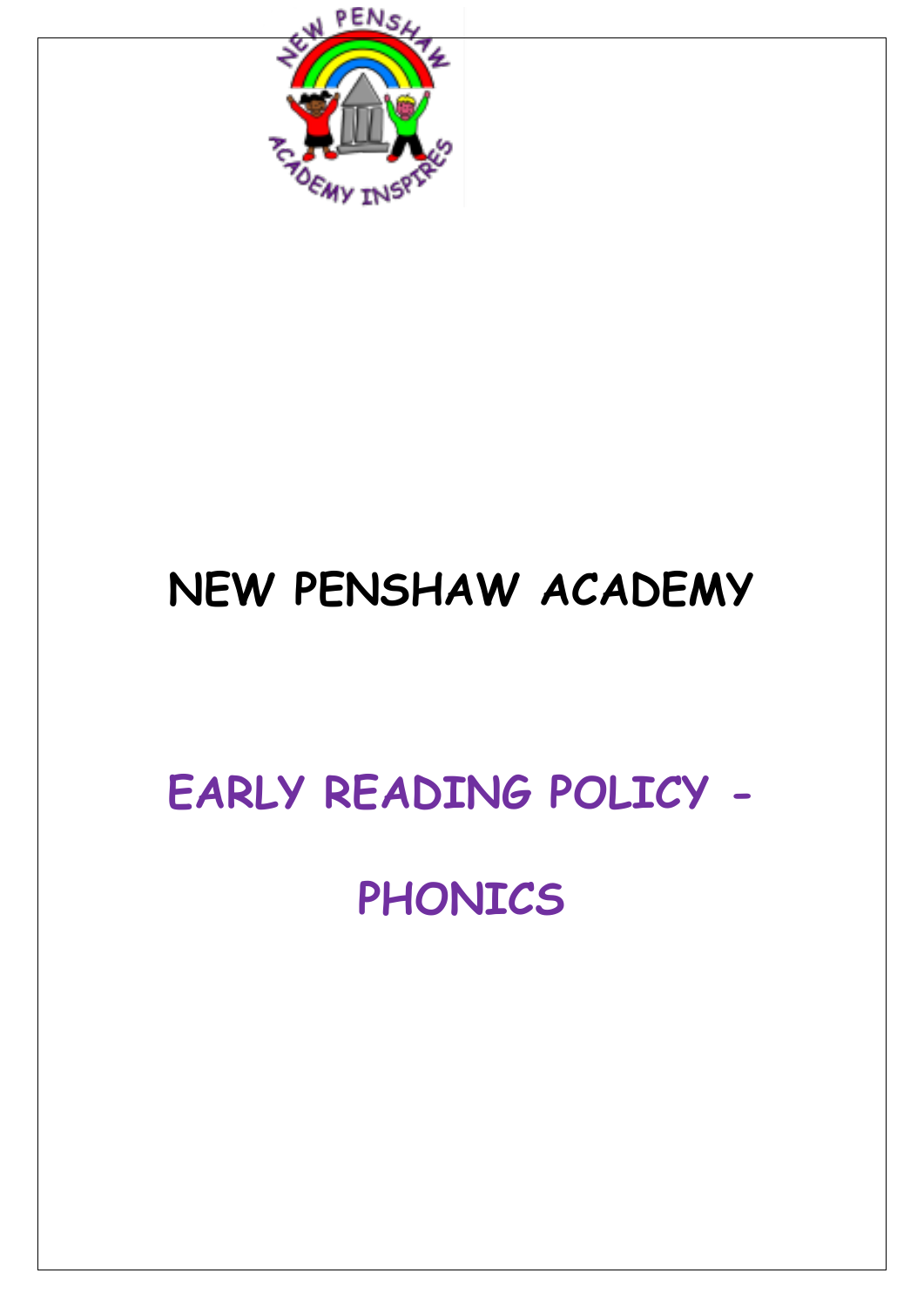# NEW PENSHAW ACADEMY

## EARLY READING POLICY - PHONICS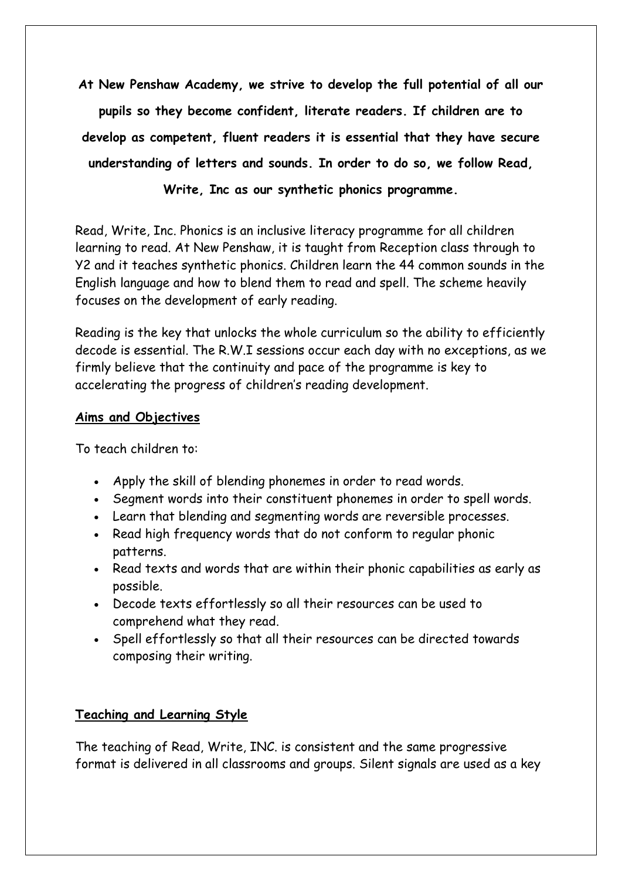**At New Penshaw Academy, we strive to develop the full potential of all our pupils so they become confident, literate readers. If children are to develop as competent, fluent readers it is essential that they have secure understanding of letters and sounds. In order to do so, we follow Read, Write, Inc as our synthetic phonics programme.**

Read, Write, Inc. Phonics is an inclusive literacy programme for all children learning to read. At New Penshaw, it is taught from Reception class through to Y2 and it teaches synthetic phonics. Children learn the 44 common sounds in the English language and how to blend them to read and spell. The scheme heavily focuses on the development of early reading.

Reading is the key that unlocks the whole curriculum so the ability to efficiently decode is essential. The R.W.I sessions occur each day with no exceptions, as we firmly believe that the continuity and pace of the programme is key to accelerating the progress of children's reading development.

## Aims and Objectives

To teach children to:

- Apply the skill of blending phonemes in order to read words.
- Segment words into their constituent phonemes in order to spell words.
- Learn that blending and segmenting words are reversible processes.
- Read high frequency words that do not conform to regular phonic patterns.
- Read texts and words that are within their phonic capabilities as early as possible.
- Decode texts effortlessly so all their resources can be used to comprehend what they read.
- Spell effortlessly so that all their resources can be directed towards composing their writing.

## Teaching and Learning Style

The teaching of Read, Write, INC. is consistent and the same progressive format is delivered in all classrooms and groups. Silent signals are used as a key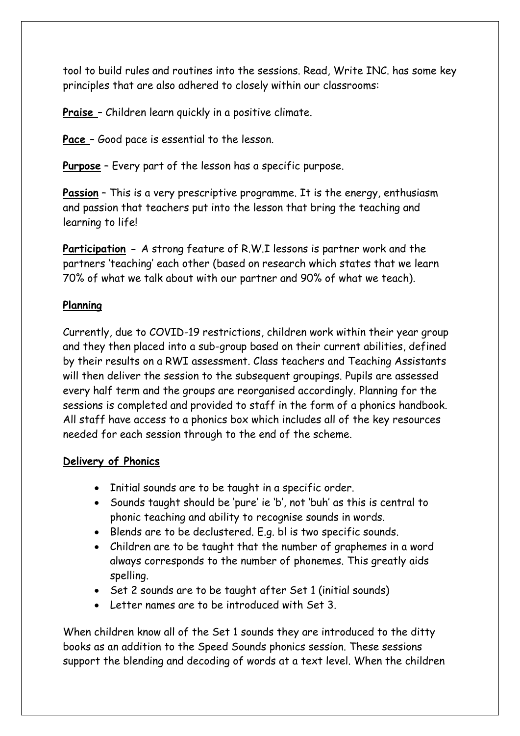tool to build rules and routines into the sessions. Read, Write INC. has some key principles that are also adhered to closely within our classrooms:

**Praise** – Children learn quickly in a positive climate.

**Pace** – Good pace is essential to the lesson.

**Purpose** – Every part of the lesson has a specific purpose.

**Passion** – This is a very prescriptive programme. It is the energy, enthusiasm and passion that teachers put into the lesson that bring the teaching and learning to life!

**Participation** - A strong feature of R.W.I lessons is partner work and the partners 'teaching' each other (based on research which states that we learn 70% of what we talk about with our partner and 90% of what we teach).

**Planning**

Currently, due to COVID-19 restrictions, children work within their year group and they then placed into a sub-group based on their current abilities, defined by their results on a RWI assessment. Class teachers and Teaching Assistants will then deliver the session to the subsequent groupings. Pupils are assessed every half term and the groups are reorganised accordingly. Planning for the sessions is completed and provided to staff in the form of a phonics handbook. All staff have access to a phonics box which includes all of the key resources needed for each session through to the end of the scheme.

**Delivery of Phonics**

- Initial sounds are to be taught in a specific order.
- Sounds taught should be 'pure' ie 'b', not 'buh' as this is central to phonic teaching and ability to recognise sounds in words.
- Blends are to be declustered. E.g. bl is two specific sounds.
- Children are to be taught that the number of graphemes in a word always corresponds to the number of phonemes. This greatly aids spelling.
- Set 2 sounds are to be taught after Set 1 (initial sounds)
- Letter names are to be introduced with Set 3.

When children know all of the Set 1 sounds they are introduced to the ditty books as an addition to the Speed Sounds phonics session. These sessions support the blending and decoding of words at a text level. When the children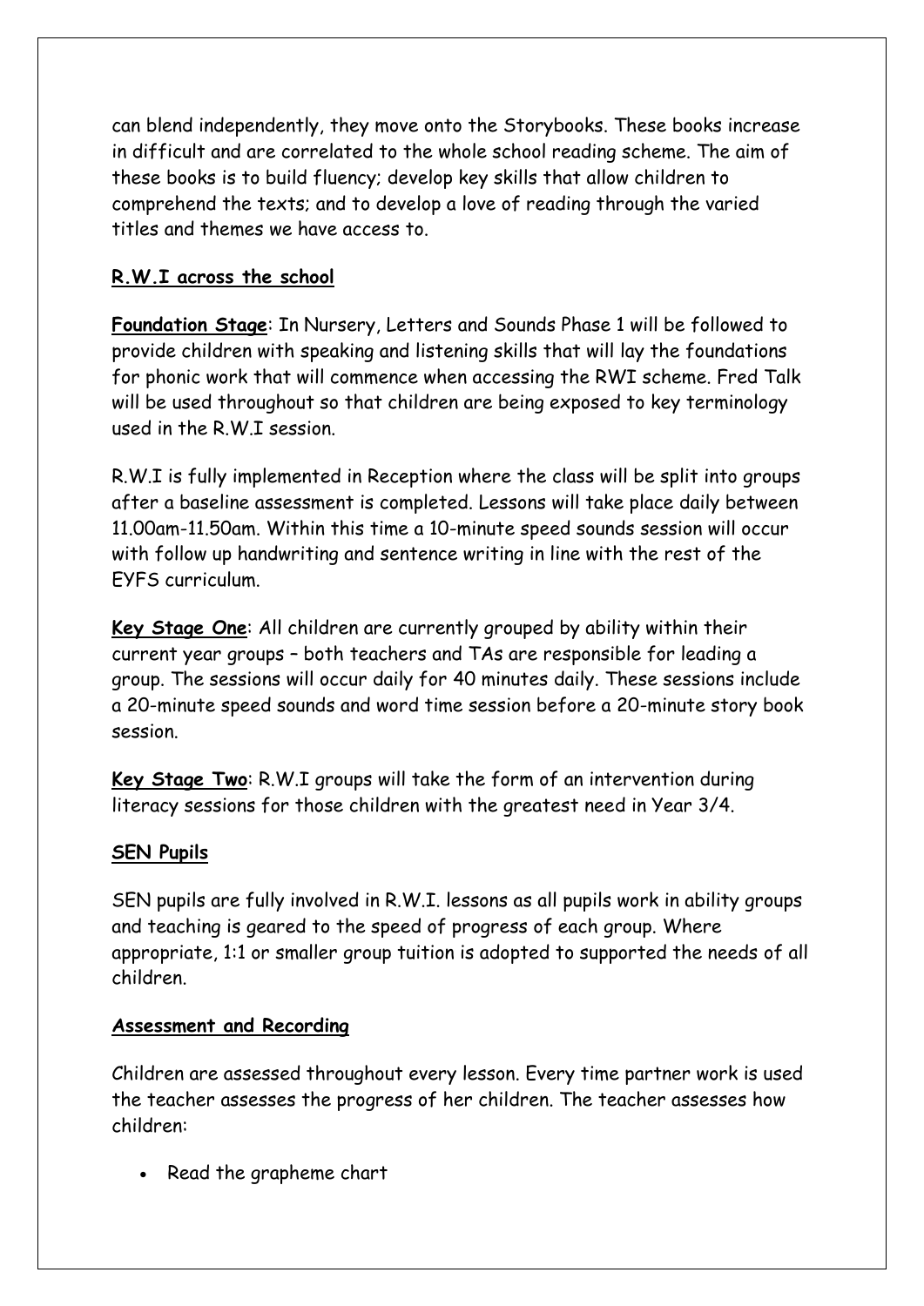can blend independently, they move onto the Storybooks. These books increase in difficult and are correlated to the whole school reading scheme. The aim of these books is to build fluency; develop key skills that allow children to comprehend the texts; and to develop a love of reading through the varied titles and themes we have access to.

## R.W.I across the school

**Foundation Stage**: In Nursery, Letters and Sounds Phase 1 will be followed to provide children with speaking and listening skills that will lay the foundations for phonic work that will commence when accessing the RWI scheme. Fred Talk will be used throughout so that children are being exposed to key terminology used in the R.W.I session.

R.W.I is fully implemented in Reception where the class will be split into groups after a baseline assessment is completed. Lessons will take place daily between 11.00am-11.50am. Within this time a 10-minute speed sounds session will occur with follow up handwriting and sentence writing in line with the rest of the EYFS curriculum.

**Key Stage One**: All children are currently grouped by ability within their current year groups – both teachers and TAs are responsible for leading a group. The sessions will occur daily for 40 minutes daily. These sessions include a 20-minute speed sounds and word time session before a 20-minute story book session.

**Key Stage Two**: R.W.I groups will take the form of an intervention during literacy sessions for those children with the greatest need in Year 3/4.

## SEN Pupils

SEN pupils are fully involved in R.W.I. lessons as all pupils work in ability groups and teaching is geared to the speed of progress of each group. Where appropriate, 1:1 or smaller group tuition is adopted to supported the needs of all children.

## Assessment and Recording

Children are assessed throughout every lesson. Every time partner work is used the teacher assesses the progress of her children. The teacher assesses how children:

- Read the grapheme chart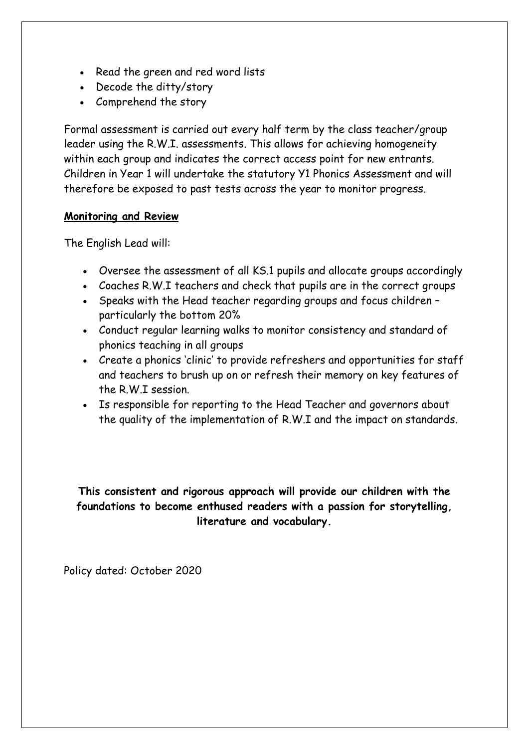- Read the green and red word lists
- Decode the ditty/story
- Comprehend the story

Formal assessment is carried out every half term by the class teacher/group leader using the R.W.I. assessments. This allows for achieving homogeneity within each group and indicates the correct access point for new entrants. Children in Year 1 will undertake the statutory Y1 Phonics Assessment and will therefore be exposed to past tests across the year to monitor progress.

## **Monitoring and Review**

The English Lead will:

- Oversee the assessment of all KS.1 pupils and allocate groups accordingly
- Coaches R.W.I teachers and check that pupils are in the correct groups
- Speaks with the Head teacher regarding groups and focus children – particularly the bottom 20%
- Conduct regular learning walks to monitor consistency and standard of phonics teaching in all groups
- Create a phonics 'clinic' to provide refreshers and opportunities for staff and teachers to brush up on or refresh their memory on key features of the R.W.I session.
- Is responsible for reporting to the Head Teacher and governors about the quality of the implementation of R.W.I and the impact on standards.

**This consistent and rigorous approach will provide our children with the foundations to become enthused readers with a passion for storytelling, literature and vocabulary.**

Policy dated: October 2020